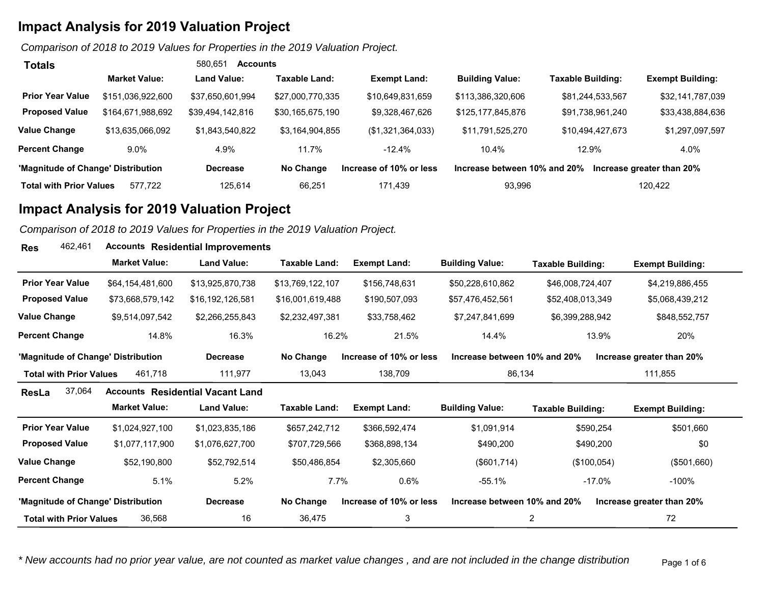## Impact Analysis for 2019 Valuation Project

*Comparison of 2018 to 2019 Values for Properties in the 2019 Valuation Project.*

**Totals** 580,651 **Accounts**

| | Market Value: | Land Value: | Taxable Land: | Exempt Land: | Building Value: | Taxable Building: | Exempt Building: |
|---|---|---|---|---|---|---|---|
| **Prior Year Value** | $151,036,922,600 | $37,650,601,994 | $27,000,770,335 | $10,649,831,659 | $113,386,320,606 | $81,244,533,567 | $32,141,787,039 |
| **Proposed Value** | $164,671,988,692 | $39,494,142,816 | $30,165,675,190 | $9,328,467,626 | $125,177,845,876 | $91,738,961,240 | $33,438,884,636 |
| **Value Change** | $13,635,066,092 | $1,843,540,822 | $3,164,904,855 | ($1,321,364,033) | $11,791,525,270 | $10,494,427,673 | $1,297,097,597 |
| **Percent Change** | 9.0% | 4.9% | 11.7% | -12.4% | 10.4% | 12.9% | 4.0% |

| 'Magnitude of Change' Distribution | | Decrease | No Change | Increase of 10% or less | Increase between 10% and 20% | Increase greater than 20% |
|---|---|---|---|---|---|---|
| **Total with Prior Values** | 577,722 | 125,614 | 66,251 | 171,439 | 93,996 | 120,422 |

## Impact Analysis for 2019 Valuation Project

*Comparison of 2018 to 2019 Values for Properties in the 2019 Valuation Project.*

**Res** 462,461 **Accounts Residential Improvements**

| | Market Value: | Land Value: | Taxable Land: | Exempt Land: | Building Value: | Taxable Building: | Exempt Building: |
|---|---|---|---|---|---|---|---|
| **Prior Year Value** | $64,154,481,600 | $13,925,870,738 | $13,769,122,107 | $156,748,631 | $50,228,610,862 | $46,008,724,407 | $4,219,886,455 |
| **Proposed Value** | $73,668,579,142 | $16,192,126,581 | $16,001,619,488 | $190,507,093 | $57,476,452,561 | $52,408,013,349 | $5,068,439,212 |
| **Value Change** | $9,514,097,542 | $2,266,255,843 | $2,232,497,381 | $33,758,462 | $7,247,841,699 | $6,399,288,942 | $848,552,757 |
| **Percent Change** | 14.8% | 16.3% | 16.2% | 21.5% | 14.4% | 13.9% | 20% |

| 'Magnitude of Change' Distribution | | Decrease | No Change | Increase of 10% or less | Increase between 10% and 20% | Increase greater than 20% |
|---|---|---|---|---|---|---|
| **Total with Prior Values** | 461,718 | 111,977 | 13,043 | 138,709 | 86,134 | 111,855 |

**ResLa** 37,064 **Accounts Residential Vacant Land**

| | Market Value: | Land Value: | Taxable Land: | Exempt Land: | Building Value: | Taxable Building: | Exempt Building: |
|---|---|---|---|---|---|---|---|
| **Prior Year Value** | $1,024,927,100 | $1,023,835,186 | $657,242,712 | $366,592,474 | $1,091,914 | $590,254 | $501,660 |
| **Proposed Value** | $1,077,117,900 | $1,076,627,700 | $707,729,566 | $368,898,134 | $490,200 | $490,200 | $0 |
| **Value Change** | $52,190,800 | $52,792,514 | $50,486,854 | $2,305,660 | ($601,714) | ($100,054) | ($501,660) |
| **Percent Change** | 5.1% | 5.2% | 7.7% | 0.6% | -55.1% | -17.0% | -100% |

| 'Magnitude of Change' Distribution | | Decrease | No Change | Increase of 10% or less | Increase between 10% and 20% | Increase greater than 20% |
|---|---|---|---|---|---|---|
| **Total with Prior Values** | 36,568 | 16 | 36,475 | 3 | 2 | 72 |

*\* New accounts had no prior year value, are not counted as market value changes , and are not included in the change distribution*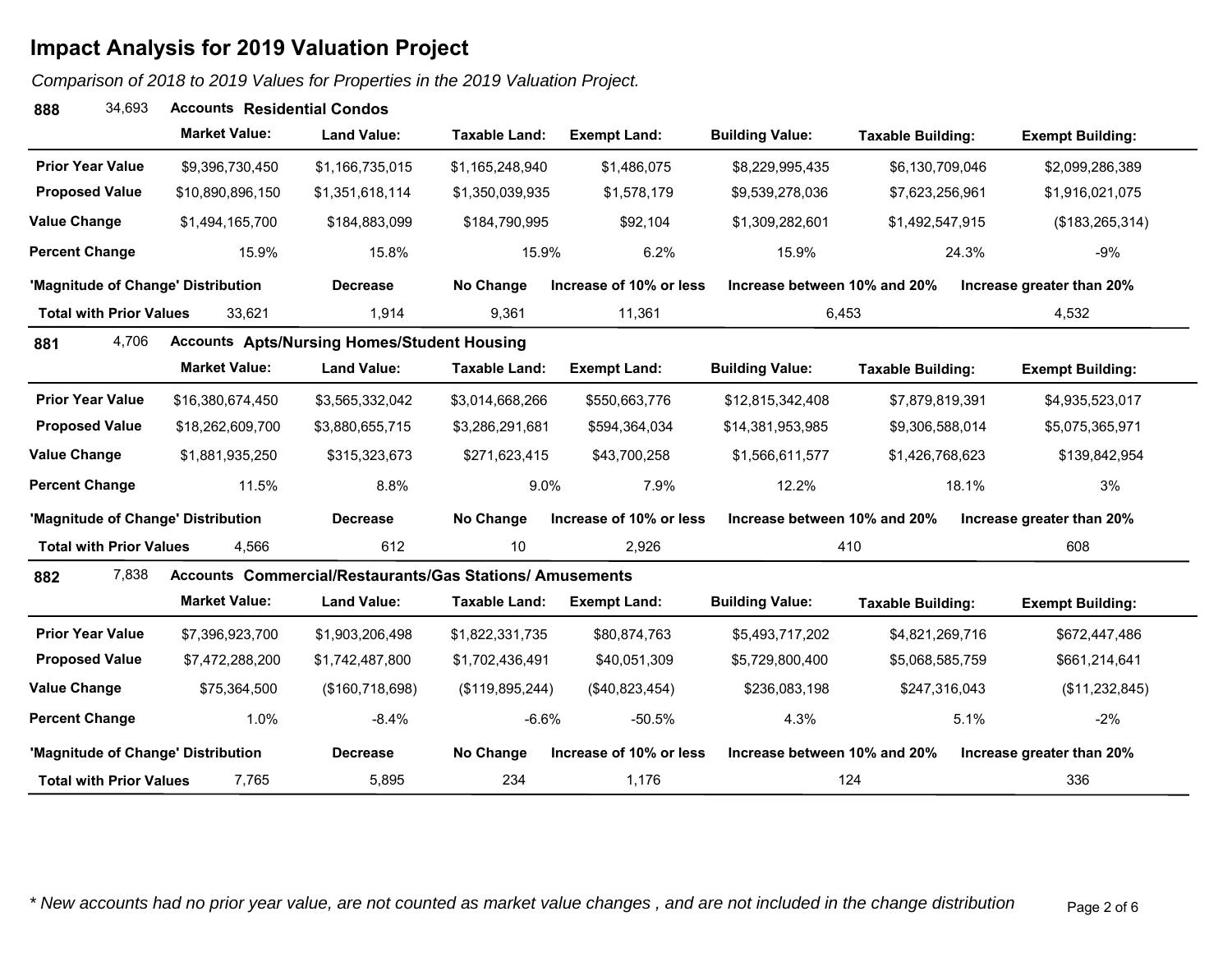# Impact Analysis for 2019 Valuation Project

*Comparison of 2018 to 2019 Values for Properties in the 2019 Valuation Project.*

## 888 — 34,693 Accounts — Residential Condos

| | Market Value: | Land Value: | Taxable Land: | Exempt Land: | Building Value: | Taxable Building: | Exempt Building: |
|---|---|---|---|---|---|---|---|
| **Prior Year Value** | $9,396,730,450 | $1,166,735,015 | $1,165,248,940 | $1,486,075 | $8,229,995,435 | $6,130,709,046 | $2,099,286,389 |
| **Proposed Value** | $10,890,896,150 | $1,351,618,114 | $1,350,039,935 | $1,578,179 | $9,539,278,036 | $7,623,256,961 | $1,916,021,075 |
| **Value Change** | $1,494,165,700 | $184,883,099 | $184,790,995 | $92,104 | $1,309,282,601 | $1,492,547,915 | ($183,265,314) |
| **Percent Change** | 15.9% | 15.8% | 15.9% | 6.2% | 15.9% | 24.3% | -9% |

| 'Magnitude of Change' Distribution | | Decrease | No Change | Increase of 10% or less | Increase between 10% and 20% | Increase greater than 20% |
|---|---|---|---|---|---|---|
| **Total with Prior Values** | 33,621 | 1,914 | 9,361 | 11,361 | 6,453 | 4,532 |

## 881 — 4,706 Accounts — Apts/Nursing Homes/Student Housing

| | Market Value: | Land Value: | Taxable Land: | Exempt Land: | Building Value: | Taxable Building: | Exempt Building: |
|---|---|---|---|---|---|---|---|
| **Prior Year Value** | $16,380,674,450 | $3,565,332,042 | $3,014,668,266 | $550,663,776 | $12,815,342,408 | $7,879,819,391 | $4,935,523,017 |
| **Proposed Value** | $18,262,609,700 | $3,880,655,715 | $3,286,291,681 | $594,364,034 | $14,381,953,985 | $9,306,588,014 | $5,075,365,971 |
| **Value Change** | $1,881,935,250 | $315,323,673 | $271,623,415 | $43,700,258 | $1,566,611,577 | $1,426,768,623 | $139,842,954 |
| **Percent Change** | 11.5% | 8.8% | 9.0% | 7.9% | 12.2% | 18.1% | 3% |

| 'Magnitude of Change' Distribution | | Decrease | No Change | Increase of 10% or less | Increase between 10% and 20% | Increase greater than 20% |
|---|---|---|---|---|---|---|
| **Total with Prior Values** | 4,566 | 612 | 10 | 2,926 | 410 | 608 |

## 882 — 7,838 Accounts — Commercial/Restaurants/Gas Stations/ Amusements

| | Market Value: | Land Value: | Taxable Land: | Exempt Land: | Building Value: | Taxable Building: | Exempt Building: |
|---|---|---|---|---|---|---|---|
| **Prior Year Value** | $7,396,923,700 | $1,903,206,498 | $1,822,331,735 | $80,874,763 | $5,493,717,202 | $4,821,269,716 | $672,447,486 |
| **Proposed Value** | $7,472,288,200 | $1,742,487,800 | $1,702,436,491 | $40,051,309 | $5,729,800,400 | $5,068,585,759 | $661,214,641 |
| **Value Change** | $75,364,500 | ($160,718,698) | ($119,895,244) | ($40,823,454) | $236,083,198 | $247,316,043 | ($11,232,845) |
| **Percent Change** | 1.0% | -8.4% | -6.6% | -50.5% | 4.3% | 5.1% | -2% |

| 'Magnitude of Change' Distribution | | Decrease | No Change | Increase of 10% or less | Increase between 10% and 20% | Increase greater than 20% |
|---|---|---|---|---|---|---|
| **Total with Prior Values** | 7,765 | 5,895 | 234 | 1,176 | 124 | 336 |

*\* New accounts had no prior year value, are not counted as market value changes , and are not included in the change distribution*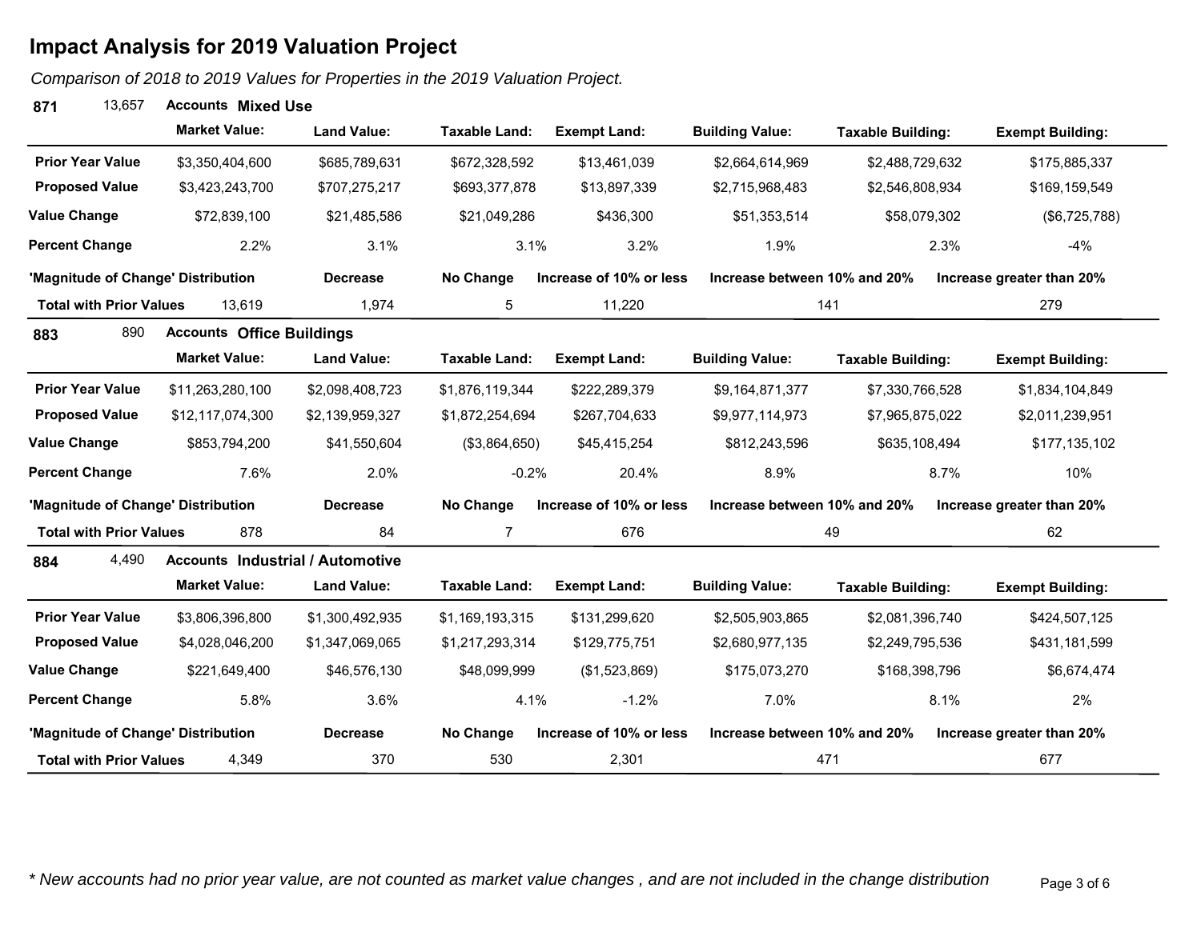# Impact Analysis for 2019 Valuation Project

*Comparison of 2018 to 2019 Values for Properties in the 2019 Valuation Project.*

**871** 13,657 **Accounts Mixed Use**

| | Market Value: | Land Value: | Taxable Land: | Exempt Land: | Building Value: | Taxable Building: | Exempt Building: |
|---|---|---|---|---|---|---|---|
| **Prior Year Value** | $3,350,404,600 | $685,789,631 | $672,328,592 | $13,461,039 | $2,664,614,969 | $2,488,729,632 | $175,885,337 |
| **Proposed Value** | $3,423,243,700 | $707,275,217 | $693,377,878 | $13,897,339 | $2,715,968,483 | $2,546,808,934 | $169,159,549 |
| **Value Change** | $72,839,100 | $21,485,586 | $21,049,286 | $436,300 | $51,353,514 | $58,079,302 | ($6,725,788) |
| **Percent Change** | 2.2% | 3.1% | 3.1% | 3.2% | 1.9% | 2.3% | -4% |

| 'Magnitude of Change' Distribution | | Decrease | No Change | Increase of 10% or less | Increase between 10% and 20% | Increase greater than 20% |
|---|---|---|---|---|---|---|
| **Total with Prior Values** | 13,619 | 1,974 | 5 | 11,220 | 141 | 279 |

**883** 890 **Accounts Office Buildings**

| | Market Value: | Land Value: | Taxable Land: | Exempt Land: | Building Value: | Taxable Building: | Exempt Building: |
|---|---|---|---|---|---|---|---|
| **Prior Year Value** | $11,263,280,100 | $2,098,408,723 | $1,876,119,344 | $222,289,379 | $9,164,871,377 | $7,330,766,528 | $1,834,104,849 |
| **Proposed Value** | $12,117,074,300 | $2,139,959,327 | $1,872,254,694 | $267,704,633 | $9,977,114,973 | $7,965,875,022 | $2,011,239,951 |
| **Value Change** | $853,794,200 | $41,550,604 | ($3,864,650) | $45,415,254 | $812,243,596 | $635,108,494 | $177,135,102 |
| **Percent Change** | 7.6% | 2.0% | -0.2% | 20.4% | 8.9% | 8.7% | 10% |

| 'Magnitude of Change' Distribution | | Decrease | No Change | Increase of 10% or less | Increase between 10% and 20% | Increase greater than 20% |
|---|---|---|---|---|---|---|
| **Total with Prior Values** | 878 | 84 | 7 | 676 | 49 | 62 |

**884** 4,490 **Accounts Industrial / Automotive**

| | Market Value: | Land Value: | Taxable Land: | Exempt Land: | Building Value: | Taxable Building: | Exempt Building: |
|---|---|---|---|---|---|---|---|
| **Prior Year Value** | $3,806,396,800 | $1,300,492,935 | $1,169,193,315 | $131,299,620 | $2,505,903,865 | $2,081,396,740 | $424,507,125 |
| **Proposed Value** | $4,028,046,200 | $1,347,069,065 | $1,217,293,314 | $129,775,751 | $2,680,977,135 | $2,249,795,536 | $431,181,599 |
| **Value Change** | $221,649,400 | $46,576,130 | $48,099,999 | ($1,523,869) | $175,073,270 | $168,398,796 | $6,674,474 |
| **Percent Change** | 5.8% | 3.6% | 4.1% | -1.2% | 7.0% | 8.1% | 2% |

| 'Magnitude of Change' Distribution | | Decrease | No Change | Increase of 10% or less | Increase between 10% and 20% | Increase greater than 20% |
|---|---|---|---|---|---|---|
| **Total with Prior Values** | 4,349 | 370 | 530 | 2,301 | 471 | 677 |

*\* New accounts had no prior year value, are not counted as market value changes , and are not included in the change distribution*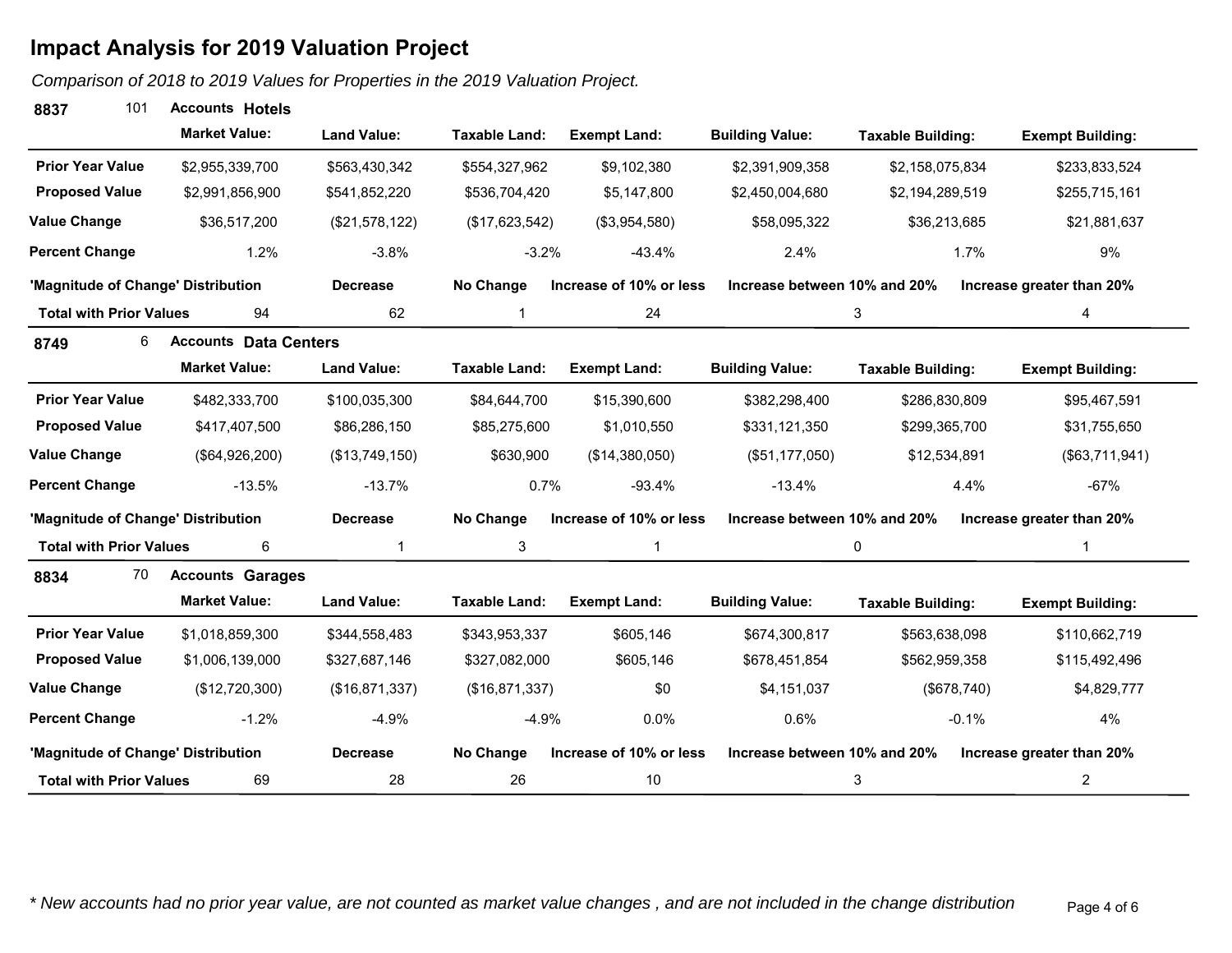# Impact Analysis for 2019 Valuation Project

*Comparison of 2018 to 2019 Values for Properties in the 2019 Valuation Project.*

**8837** 101 **Accounts Hotels**

| | Market Value: | Land Value: | Taxable Land: | Exempt Land: | Building Value: | Taxable Building: | Exempt Building: |
|---|---|---|---|---|---|---|---|
| **Prior Year Value** | $2,955,339,700 | $563,430,342 | $554,327,962 | $9,102,380 | $2,391,909,358 | $2,158,075,834 | $233,833,524 |
| **Proposed Value** | $2,991,856,900 | $541,852,220 | $536,704,420 | $5,147,800 | $2,450,004,680 | $2,194,289,519 | $255,715,161 |
| **Value Change** | $36,517,200 | ($21,578,122) | ($17,623,542) | ($3,954,580) | $58,095,322 | $36,213,685 | $21,881,637 |
| **Percent Change** | 1.2% | -3.8% | -3.2% | -43.4% | 2.4% | 1.7% | 9% |

| 'Magnitude of Change' Distribution | | Decrease | No Change | Increase of 10% or less | Increase between 10% and 20% | Increase greater than 20% |
|---|---|---|---|---|---|---|
| **Total with Prior Values** | 94 | 62 | 1 | 24 | 3 | 4 |

**8749** 6 **Accounts Data Centers**

| | Market Value: | Land Value: | Taxable Land: | Exempt Land: | Building Value: | Taxable Building: | Exempt Building: |
|---|---|---|---|---|---|---|---|
| **Prior Year Value** | $482,333,700 | $100,035,300 | $84,644,700 | $15,390,600 | $382,298,400 | $286,830,809 | $95,467,591 |
| **Proposed Value** | $417,407,500 | $86,286,150 | $85,275,600 | $1,010,550 | $331,121,350 | $299,365,700 | $31,755,650 |
| **Value Change** | ($64,926,200) | ($13,749,150) | $630,900 | ($14,380,050) | ($51,177,050) | $12,534,891 | ($63,711,941) |
| **Percent Change** | -13.5% | -13.7% | 0.7% | -93.4% | -13.4% | 4.4% | -67% |

| 'Magnitude of Change' Distribution | | Decrease | No Change | Increase of 10% or less | Increase between 10% and 20% | Increase greater than 20% |
|---|---|---|---|---|---|---|
| **Total with Prior Values** | 6 | 1 | 3 | 1 | 0 | 1 |

**8834** 70 **Accounts Garages**

| | Market Value: | Land Value: | Taxable Land: | Exempt Land: | Building Value: | Taxable Building: | Exempt Building: |
|---|---|---|---|---|---|---|---|
| **Prior Year Value** | $1,018,859,300 | $344,558,483 | $343,953,337 | $605,146 | $674,300,817 | $563,638,098 | $110,662,719 |
| **Proposed Value** | $1,006,139,000 | $327,687,146 | $327,082,000 | $605,146 | $678,451,854 | $562,959,358 | $115,492,496 |
| **Value Change** | ($12,720,300) | ($16,871,337) | ($16,871,337) | $0 | $4,151,037 | ($678,740) | $4,829,777 |
| **Percent Change** | -1.2% | -4.9% | -4.9% | 0.0% | 0.6% | -0.1% | 4% |

| 'Magnitude of Change' Distribution | | Decrease | No Change | Increase of 10% or less | Increase between 10% and 20% | Increase greater than 20% |
|---|---|---|---|---|---|---|
| **Total with Prior Values** | 69 | 28 | 26 | 10 | 3 | 2 |

*\* New accounts had no prior year value, are not counted as market value changes , and are not included in the change distribution*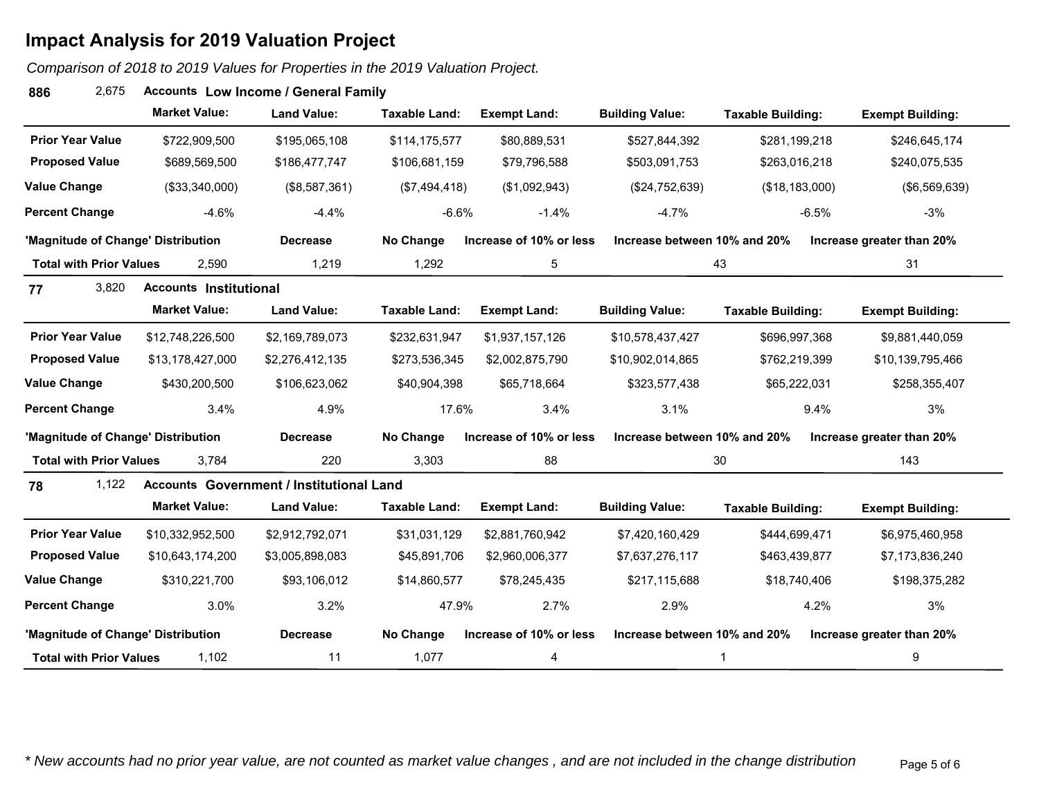# Impact Analysis for 2019 Valuation Project

*Comparison of 2018 to 2019 Values for Properties in the 2019 Valuation Project.*

**886** 2,675 **Accounts Low Income / General Family**

| | Market Value: | Land Value: | Taxable Land: | Exempt Land: | Building Value: | Taxable Building: | Exempt Building: |
|---|---|---|---|---|---|---|---|
| **Prior Year Value** | $722,909,500 | $195,065,108 | $114,175,577 | $80,889,531 | $527,844,392 | $281,199,218 | $246,645,174 |
| **Proposed Value** | $689,569,500 | $186,477,747 | $106,681,159 | $79,796,588 | $503,091,753 | $263,016,218 | $240,075,535 |
| **Value Change** | ($33,340,000) | ($8,587,361) | ($7,494,418) | ($1,092,943) | ($24,752,639) | ($18,183,000) | ($6,569,639) |
| **Percent Change** | -4.6% | -4.4% | -6.6% | -1.4% | -4.7% | -6.5% | -3% |

| 'Magnitude of Change' Distribution | | Decrease | No Change | Increase of 10% or less | Increase between 10% and 20% | Increase greater than 20% |
|---|---|---|---|---|---|---|
| **Total with Prior Values** | 2,590 | 1,219 | 1,292 | 5 | 43 | 31 |

**77** 3,820 **Accounts Institutional**

| | Market Value: | Land Value: | Taxable Land: | Exempt Land: | Building Value: | Taxable Building: | Exempt Building: |
|---|---|---|---|---|---|---|---|
| **Prior Year Value** | $12,748,226,500 | $2,169,789,073 | $232,631,947 | $1,937,157,126 | $10,578,437,427 | $696,997,368 | $9,881,440,059 |
| **Proposed Value** | $13,178,427,000 | $2,276,412,135 | $273,536,345 | $2,002,875,790 | $10,902,014,865 | $762,219,399 | $10,139,795,466 |
| **Value Change** | $430,200,500 | $106,623,062 | $40,904,398 | $65,718,664 | $323,577,438 | $65,222,031 | $258,355,407 |
| **Percent Change** | 3.4% | 4.9% | 17.6% | 3.4% | 3.1% | 9.4% | 3% |

| 'Magnitude of Change' Distribution | | Decrease | No Change | Increase of 10% or less | Increase between 10% and 20% | Increase greater than 20% |
|---|---|---|---|---|---|---|
| **Total with Prior Values** | 3,784 | 220 | 3,303 | 88 | 30 | 143 |

**78** 1,122 **Accounts Government / Institutional Land**

| | Market Value: | Land Value: | Taxable Land: | Exempt Land: | Building Value: | Taxable Building: | Exempt Building: |
|---|---|---|---|---|---|---|---|
| **Prior Year Value** | $10,332,952,500 | $2,912,792,071 | $31,031,129 | $2,881,760,942 | $7,420,160,429 | $444,699,471 | $6,975,460,958 |
| **Proposed Value** | $10,643,174,200 | $3,005,898,083 | $45,891,706 | $2,960,006,377 | $7,637,276,117 | $463,439,877 | $7,173,836,240 |
| **Value Change** | $310,221,700 | $93,106,012 | $14,860,577 | $78,245,435 | $217,115,688 | $18,740,406 | $198,375,282 |
| **Percent Change** | 3.0% | 3.2% | 47.9% | 2.7% | 2.9% | 4.2% | 3% |

| 'Magnitude of Change' Distribution | | Decrease | No Change | Increase of 10% or less | Increase between 10% and 20% | Increase greater than 20% |
|---|---|---|---|---|---|---|
| **Total with Prior Values** | 1,102 | 11 | 1,077 | 4 | 1 | 9 |

*\* New accounts had no prior year value, are not counted as market value changes , and are not included in the change distribution*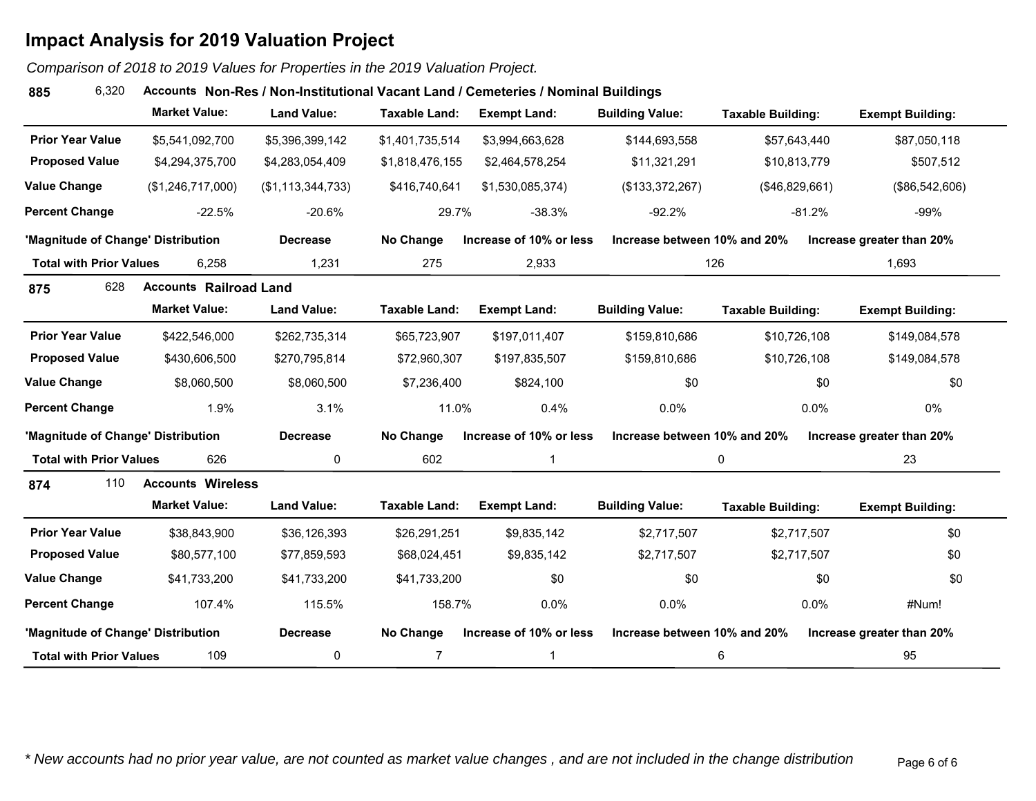# Impact Analysis for 2019 Valuation Project

*Comparison of 2018 to 2019 Values for Properties in the 2019 Valuation Project.*

## 885 — 6,320 Accounts — Non-Res / Non-Institutional Vacant Land / Cemeteries / Nominal Buildings

| | Market Value: | Land Value: | Taxable Land: | Exempt Land: | Building Value: | Taxable Building: | Exempt Building: |
|---|---|---|---|---|---|---|---|
| **Prior Year Value** | $5,541,092,700 | $5,396,399,142 | $1,401,735,514 | $3,994,663,628 | $144,693,558 | $57,643,440 | $87,050,118 |
| **Proposed Value** | $4,294,375,700 | $4,283,054,409 | $1,818,476,155 | $2,464,578,254 | $11,321,291 | $10,813,779 | $507,512 |
| **Value Change** | ($1,246,717,000) | ($1,113,344,733) | $416,740,641 | $1,530,085,374) | ($133,372,267) | ($46,829,661) | ($86,542,606) |
| **Percent Change** | -22.5% | -20.6% | 29.7% | -38.3% | -92.2% | -81.2% | -99% |

| 'Magnitude of Change' Distribution | | Decrease | No Change | Increase of 10% or less | Increase between 10% and 20% | Increase greater than 20% |
|---|---|---|---|---|---|---|
| **Total with Prior Values** | 6,258 | 1,231 | 275 | 2,933 | 126 | 1,693 |

## 875 — 628 Accounts — Railroad Land

| | Market Value: | Land Value: | Taxable Land: | Exempt Land: | Building Value: | Taxable Building: | Exempt Building: |
|---|---|---|---|---|---|---|---|
| **Prior Year Value** | $422,546,000 | $262,735,314 | $65,723,907 | $197,011,407 | $159,810,686 | $10,726,108 | $149,084,578 |
| **Proposed Value** | $430,606,500 | $270,795,814 | $72,960,307 | $197,835,507 | $159,810,686 | $10,726,108 | $149,084,578 |
| **Value Change** | $8,060,500 | $8,060,500 | $7,236,400 | $824,100 | $0 | $0 | $0 |
| **Percent Change** | 1.9% | 3.1% | 11.0% | 0.4% | 0.0% | 0.0% | 0% |

| 'Magnitude of Change' Distribution | | Decrease | No Change | Increase of 10% or less | Increase between 10% and 20% | Increase greater than 20% |
|---|---|---|---|---|---|---|
| **Total with Prior Values** | 626 | 0 | 602 | 1 | 0 | 23 |

## 874 — 110 Accounts — Wireless

| | Market Value: | Land Value: | Taxable Land: | Exempt Land: | Building Value: | Taxable Building: | Exempt Building: |
|---|---|---|---|---|---|---|---|
| **Prior Year Value** | $38,843,900 | $36,126,393 | $26,291,251 | $9,835,142 | $2,717,507 | $2,717,507 | $0 |
| **Proposed Value** | $80,577,100 | $77,859,593 | $68,024,451 | $9,835,142 | $2,717,507 | $2,717,507 | $0 |
| **Value Change** | $41,733,200 | $41,733,200 | $41,733,200 | $0 | $0 | $0 | $0 |
| **Percent Change** | 107.4% | 115.5% | 158.7% | 0.0% | 0.0% | 0.0% | #Num! |

| 'Magnitude of Change' Distribution | | Decrease | No Change | Increase of 10% or less | Increase between 10% and 20% | Increase greater than 20% |
|---|---|---|---|---|---|---|
| **Total with Prior Values** | 109 | 0 | 7 | 1 | 6 | 95 |

*\* New accounts had no prior year value, are not counted as market value changes , and are not included in the change distribution*